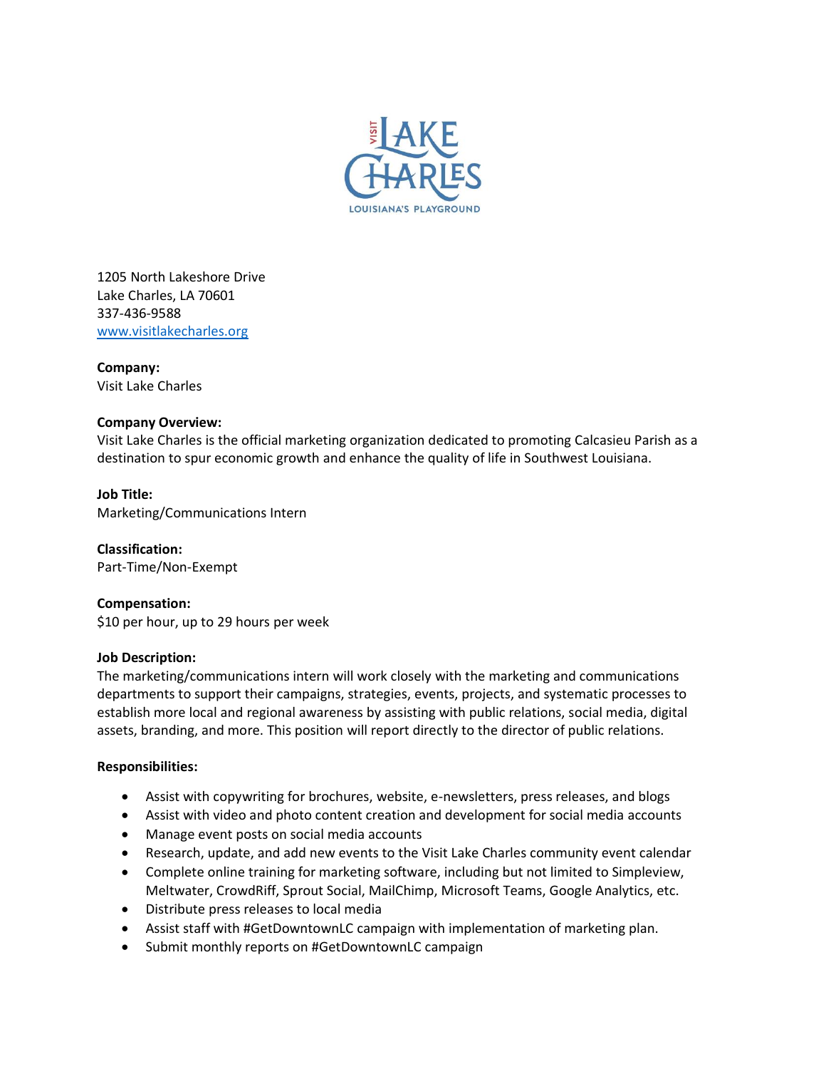1205 North Lakeshore Drive
Lake Charles, LA 70601
337-436-9588
www.visitlakecharles.org

**Company:**
Visit Lake Charles

**Company Overview:**
Visit Lake Charles is the official marketing organization dedicated to promoting Calcasieu Parish as a destination to spur economic growth and enhance the quality of life in Southwest Louisiana.

**Job Title:**
Marketing/Communications Intern

**Classification:**
Part-Time/Non-Exempt

**Compensation:**
$10 per hour, up to 29 hours per week

**Job Description:**
The marketing/communications intern will work closely with the marketing and communications departments to support their campaigns, strategies, events, projects, and systematic processes to establish more local and regional awareness by assisting with public relations, social media, digital assets, branding, and more. This position will report directly to the director of public relations.

**Responsibilities:**

- Assist with copywriting for brochures, website, e-newsletters, press releases, and blogs
- Assist with video and photo content creation and development for social media accounts
- Manage event posts on social media accounts
- Research, update, and add new events to the Visit Lake Charles community event calendar
- Complete online training for marketing software, including but not limited to Simpleview, Meltwater, CrowdRiff, Sprout Social, MailChimp, Microsoft Teams, Google Analytics, etc.
- Distribute press releases to local media
- Assist staff with #GetDowntownLC campaign with implementation of marketing plan.
- Submit monthly reports on #GetDowntownLC campaign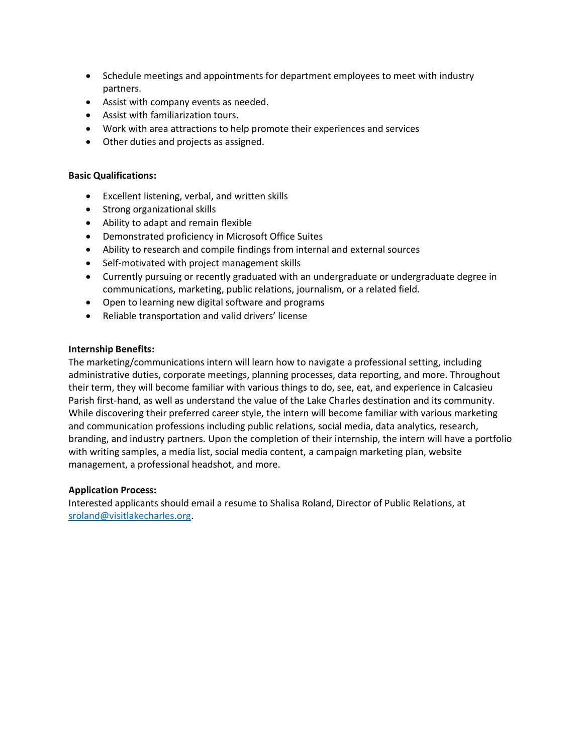- Schedule meetings and appointments for department employees to meet with industry partners.
- Assist with company events as needed.
- Assist with familiarization tours.
- Work with area attractions to help promote their experiences and services
- Other duties and projects as assigned.

**Basic Qualifications:**

- Excellent listening, verbal, and written skills
- Strong organizational skills
- Ability to adapt and remain flexible
- Demonstrated proficiency in Microsoft Office Suites
- Ability to research and compile findings from internal and external sources
- Self-motivated with project management skills
- Currently pursuing or recently graduated with an undergraduate or undergraduate degree in communications, marketing, public relations, journalism, or a related field.
- Open to learning new digital software and programs
- Reliable transportation and valid drivers' license

**Internship Benefits:**

The marketing/communications intern will learn how to navigate a professional setting, including administrative duties, corporate meetings, planning processes, data reporting, and more. Throughout their term, they will become familiar with various things to do, see, eat, and experience in Calcasieu Parish first-hand, as well as understand the value of the Lake Charles destination and its community. While discovering their preferred career style, the intern will become familiar with various marketing and communication professions including public relations, social media, data analytics, research, branding, and industry partners. Upon the completion of their internship, the intern will have a portfolio with writing samples, a media list, social media content, a campaign marketing plan, website management, a professional headshot, and more.

**Application Process:**

Interested applicants should email a resume to Shalisa Roland, Director of Public Relations, at sroland@visitlakecharles.org.